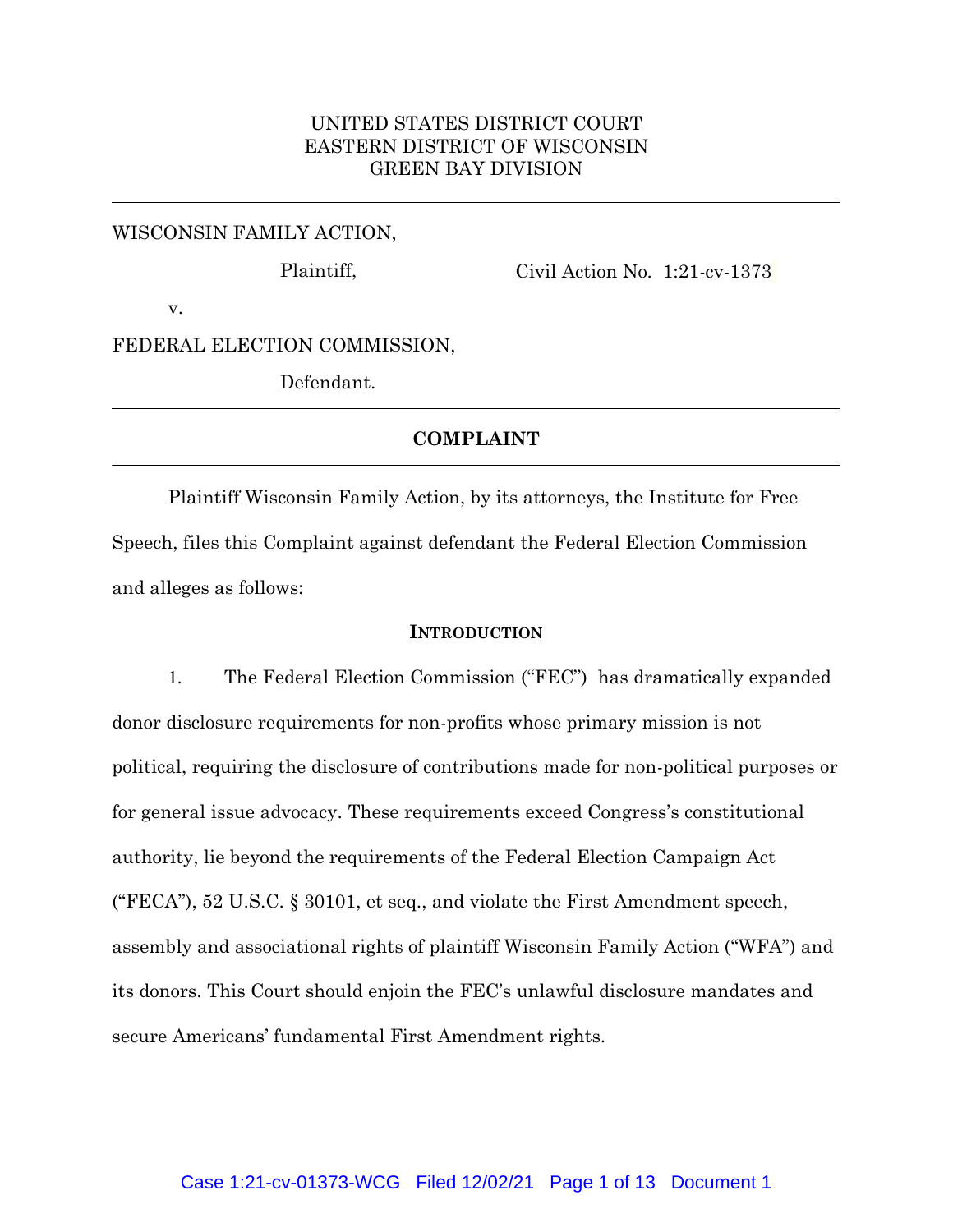UNITED STATES DISTRICT COURT
EASTERN DISTRICT OF WISCONSIN
GREEN BAY DIVISION

---

WISCONSIN FAMILY ACTION,

Plaintiff, Civil Action No. 1:21-cv-1373

v.

FEDERAL ELECTION COMMISSION,

Defendant.

---

**COMPLAINT**

---

Plaintiff Wisconsin Family Action, by its attorneys, the Institute for Free Speech, files this Complaint against defendant the Federal Election Commission and alleges as follows:

**INTRODUCTION**

1. The Federal Election Commission ("FEC") has dramatically expanded donor disclosure requirements for non-profits whose primary mission is not political, requiring the disclosure of contributions made for non-political purposes or for general issue advocacy. These requirements exceed Congress's constitutional authority, lie beyond the requirements of the Federal Election Campaign Act ("FECA"), 52 U.S.C. § 30101, et seq., and violate the First Amendment speech, assembly and associational rights of plaintiff Wisconsin Family Action ("WFA") and its donors. This Court should enjoin the FEC's unlawful disclosure mandates and secure Americans' fundamental First Amendment rights.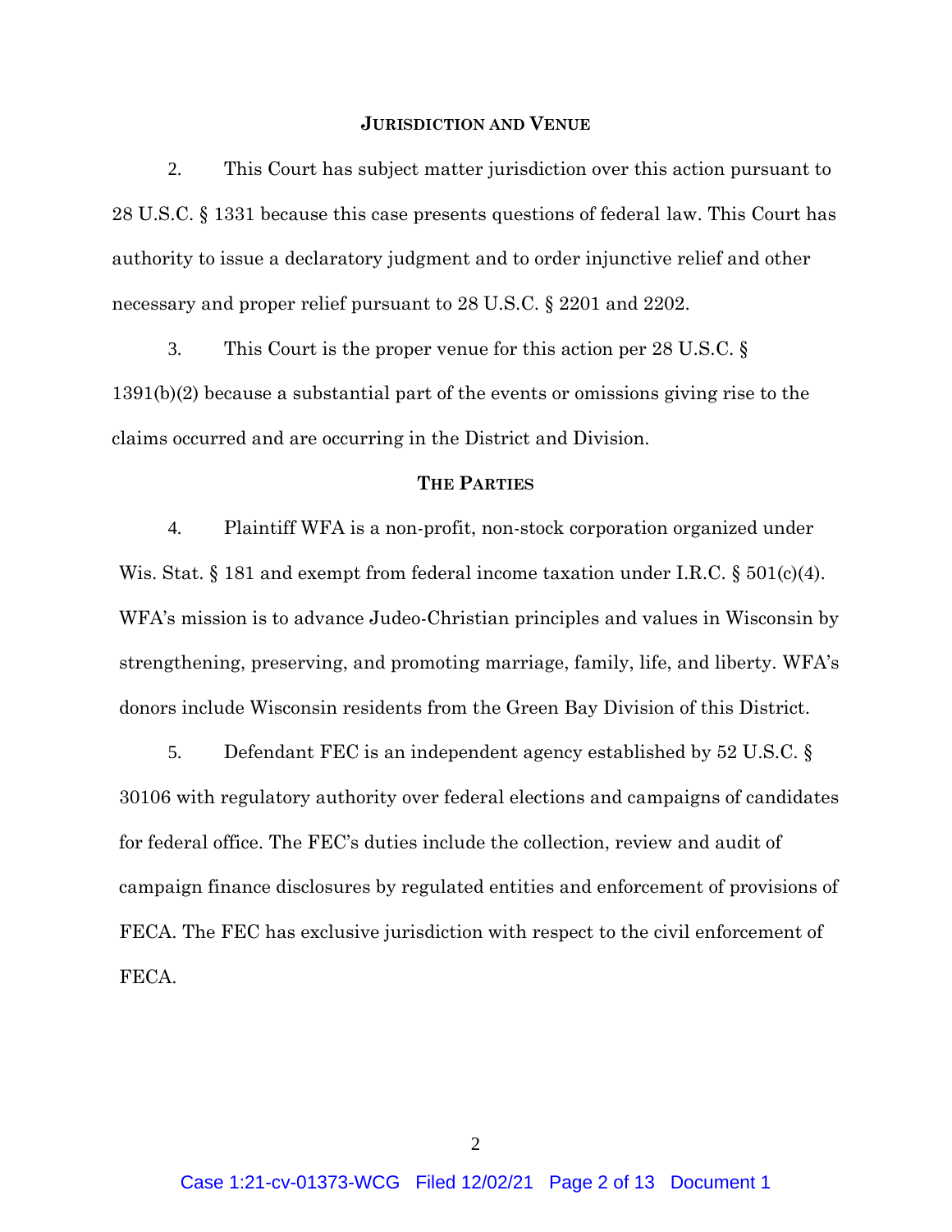## JURISDICTION AND VENUE

2. This Court has subject matter jurisdiction over this action pursuant to 28 U.S.C. § 1331 because this case presents questions of federal law. This Court has authority to issue a declaratory judgment and to order injunctive relief and other necessary and proper relief pursuant to 28 U.S.C. § 2201 and 2202.

3. This Court is the proper venue for this action per 28 U.S.C. § 1391(b)(2) because a substantial part of the events or omissions giving rise to the claims occurred and are occurring in the District and Division.

## THE PARTIES

4. Plaintiff WFA is a non-profit, non-stock corporation organized under Wis. Stat. § 181 and exempt from federal income taxation under I.R.C. § 501(c)(4). WFA's mission is to advance Judeo-Christian principles and values in Wisconsin by strengthening, preserving, and promoting marriage, family, life, and liberty. WFA's donors include Wisconsin residents from the Green Bay Division of this District.

5. Defendant FEC is an independent agency established by 52 U.S.C. § 30106 with regulatory authority over federal elections and campaigns of candidates for federal office. The FEC's duties include the collection, review and audit of campaign finance disclosures by regulated entities and enforcement of provisions of FECA. The FEC has exclusive jurisdiction with respect to the civil enforcement of FECA.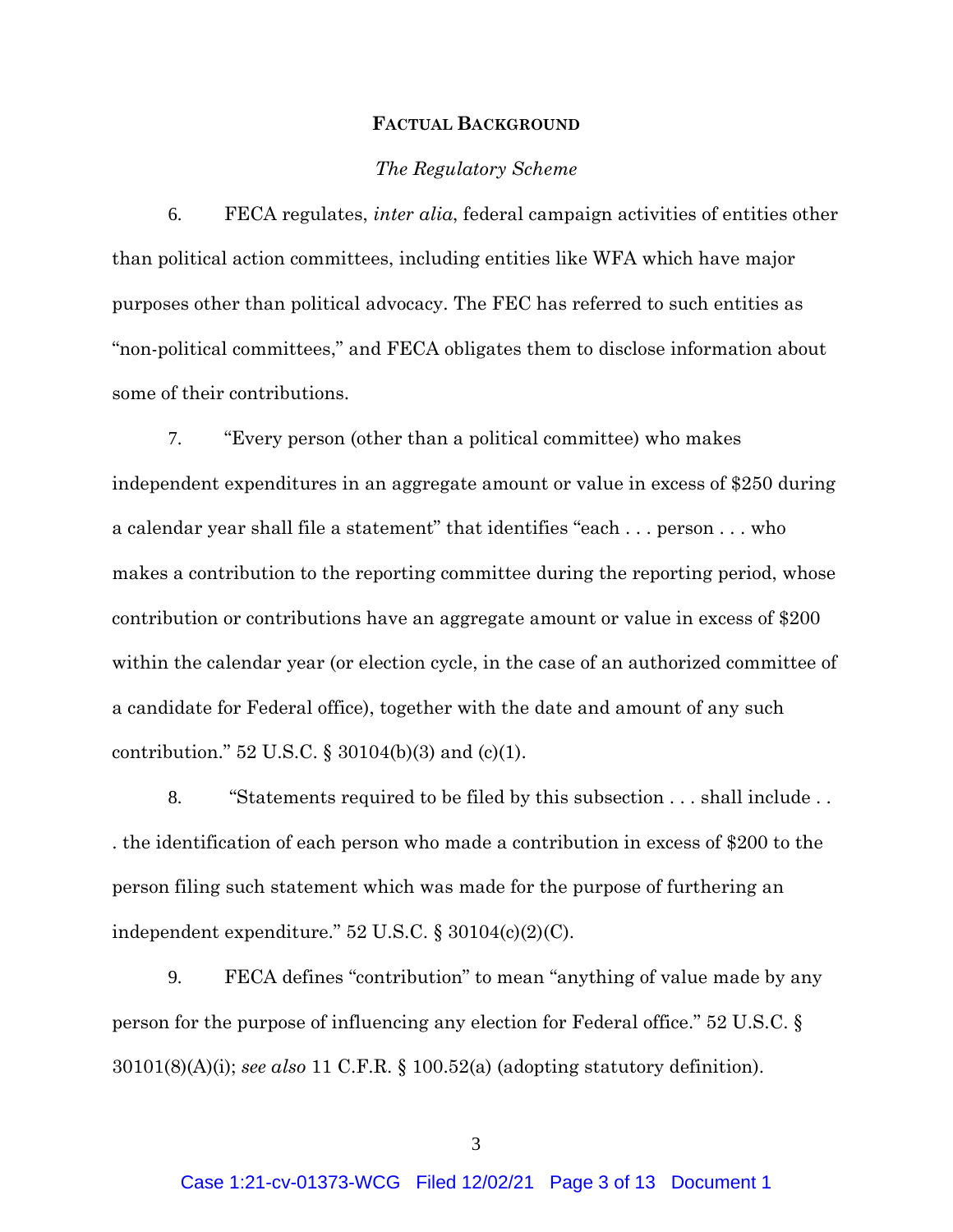## FACTUAL BACKGROUND

### *The Regulatory Scheme*

6. FECA regulates, *inter alia*, federal campaign activities of entities other than political action committees, including entities like WFA which have major purposes other than political advocacy. The FEC has referred to such entities as "non-political committees," and FECA obligates them to disclose information about some of their contributions.

7. "Every person (other than a political committee) who makes independent expenditures in an aggregate amount or value in excess of $250 during a calendar year shall file a statement" that identifies "each . . . person . . . who makes a contribution to the reporting committee during the reporting period, whose contribution or contributions have an aggregate amount or value in excess of $200 within the calendar year (or election cycle, in the case of an authorized committee of a candidate for Federal office), together with the date and amount of any such contribution." 52 U.S.C. § 30104(b)(3) and (c)(1).

8. "Statements required to be filed by this subsection . . . shall include . . . the identification of each person who made a contribution in excess of $200 to the person filing such statement which was made for the purpose of furthering an independent expenditure." 52 U.S.C. § 30104(c)(2)(C).

9. FECA defines "contribution" to mean "anything of value made by any person for the purpose of influencing any election for Federal office." 52 U.S.C. § 30101(8)(A)(i); *see also* 11 C.F.R. § 100.52(a) (adopting statutory definition).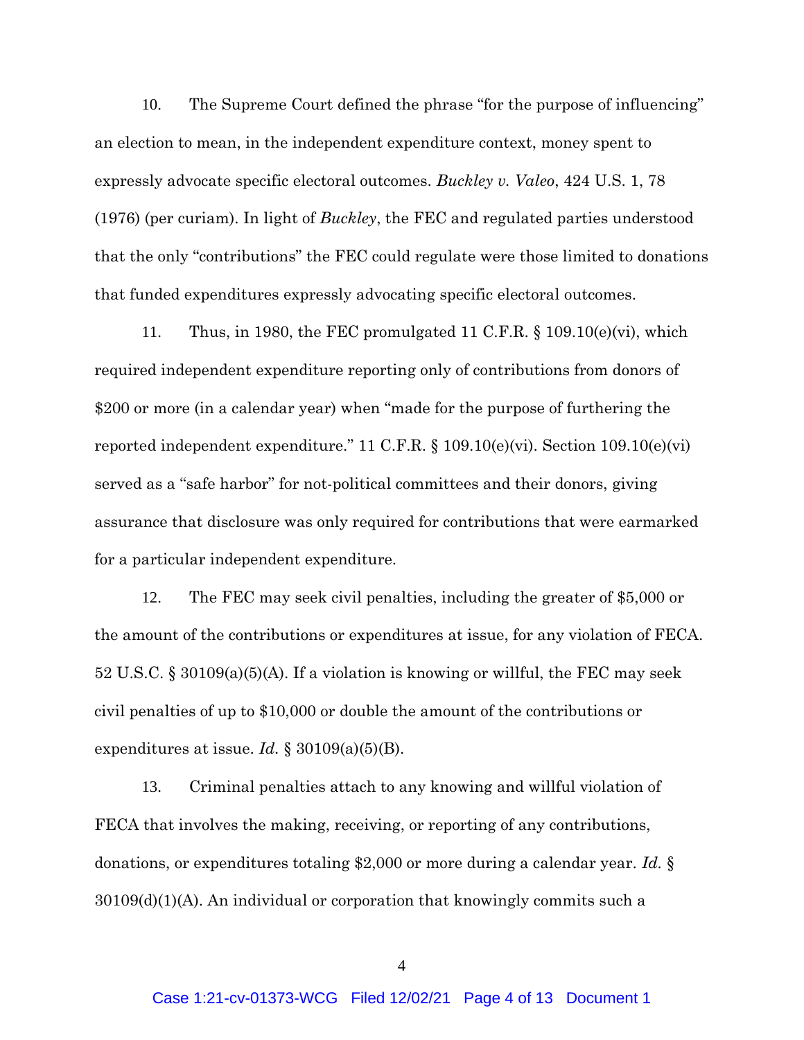10. The Supreme Court defined the phrase "for the purpose of influencing" an election to mean, in the independent expenditure context, money spent to expressly advocate specific electoral outcomes. *Buckley v. Valeo*, 424 U.S. 1, 78 (1976) (per curiam). In light of *Buckley*, the FEC and regulated parties understood that the only "contributions" the FEC could regulate were those limited to donations that funded expenditures expressly advocating specific electoral outcomes.

11. Thus, in 1980, the FEC promulgated 11 C.F.R. § 109.10(e)(vi), which required independent expenditure reporting only of contributions from donors of $200 or more (in a calendar year) when "made for the purpose of furthering the reported independent expenditure." 11 C.F.R. § 109.10(e)(vi). Section 109.10(e)(vi) served as a "safe harbor" for not-political committees and their donors, giving assurance that disclosure was only required for contributions that were earmarked for a particular independent expenditure.

12. The FEC may seek civil penalties, including the greater of $5,000 or the amount of the contributions or expenditures at issue, for any violation of FECA. 52 U.S.C. § 30109(a)(5)(A). If a violation is knowing or willful, the FEC may seek civil penalties of up to $10,000 or double the amount of the contributions or expenditures at issue. *Id.* § 30109(a)(5)(B).

13. Criminal penalties attach to any knowing and willful violation of FECA that involves the making, receiving, or reporting of any contributions, donations, or expenditures totaling $2,000 or more during a calendar year. *Id.* § 30109(d)(1)(A). An individual or corporation that knowingly commits such a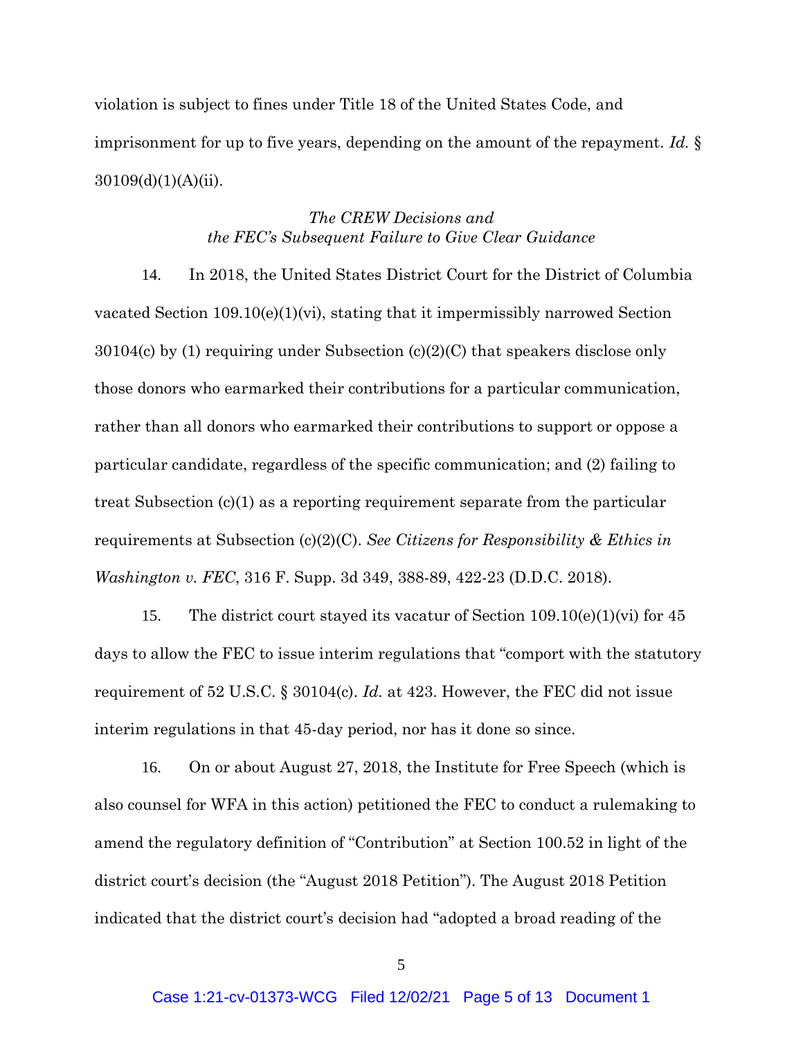violation is subject to fines under Title 18 of the United States Code, and imprisonment for up to five years, depending on the amount of the repayment. *Id.* § 30109(d)(1)(A)(ii).

*The CREW Decisions and*
*the FEC's Subsequent Failure to Give Clear Guidance*

14. In 2018, the United States District Court for the District of Columbia vacated Section 109.10(e)(1)(vi), stating that it impermissibly narrowed Section 30104(c) by (1) requiring under Subsection (c)(2)(C) that speakers disclose only those donors who earmarked their contributions for a particular communication, rather than all donors who earmarked their contributions to support or oppose a particular candidate, regardless of the specific communication; and (2) failing to treat Subsection (c)(1) as a reporting requirement separate from the particular requirements at Subsection (c)(2)(C). *See Citizens for Responsibility & Ethics in Washington v. FEC*, 316 F. Supp. 3d 349, 388-89, 422-23 (D.D.C. 2018).

15. The district court stayed its vacatur of Section 109.10(e)(1)(vi) for 45 days to allow the FEC to issue interim regulations that "comport with the statutory requirement of 52 U.S.C. § 30104(c). *Id.* at 423. However, the FEC did not issue interim regulations in that 45-day period, nor has it done so since.

16. On or about August 27, 2018, the Institute for Free Speech (which is also counsel for WFA in this action) petitioned the FEC to conduct a rulemaking to amend the regulatory definition of "Contribution" at Section 100.52 in light of the district court's decision (the "August 2018 Petition"). The August 2018 Petition indicated that the district court's decision had "adopted a broad reading of the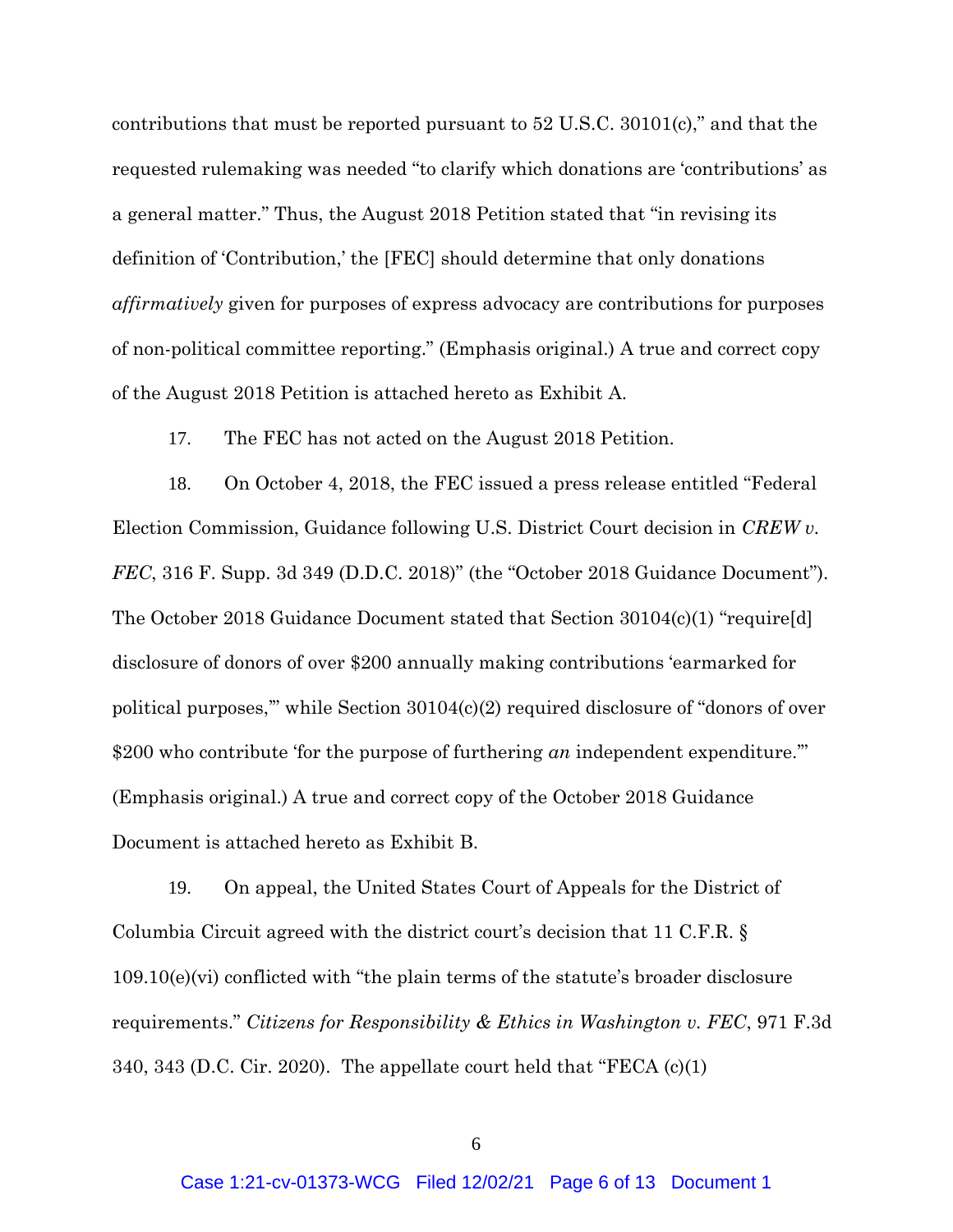contributions that must be reported pursuant to 52 U.S.C. 30101(c)," and that the requested rulemaking was needed "to clarify which donations are 'contributions' as a general matter." Thus, the August 2018 Petition stated that "in revising its definition of 'Contribution,' the [FEC] should determine that only donations *affirmatively* given for purposes of express advocacy are contributions for purposes of non-political committee reporting." (Emphasis original.) A true and correct copy of the August 2018 Petition is attached hereto as Exhibit A.

17. The FEC has not acted on the August 2018 Petition.

18. On October 4, 2018, the FEC issued a press release entitled "Federal Election Commission, Guidance following U.S. District Court decision in *CREW v. FEC*, 316 F. Supp. 3d 349 (D.D.C. 2018)" (the "October 2018 Guidance Document"). The October 2018 Guidance Document stated that Section 30104(c)(1) "require[d] disclosure of donors of over $200 annually making contributions 'earmarked for political purposes,'" while Section 30104(c)(2) required disclosure of "donors of over $200 who contribute 'for the purpose of furthering *an* independent expenditure.'" (Emphasis original.) A true and correct copy of the October 2018 Guidance Document is attached hereto as Exhibit B.

19. On appeal, the United States Court of Appeals for the District of Columbia Circuit agreed with the district court's decision that 11 C.F.R. § 109.10(e)(vi) conflicted with "the plain terms of the statute's broader disclosure requirements." *Citizens for Responsibility & Ethics in Washington v. FEC*, 971 F.3d 340, 343 (D.C. Cir. 2020). The appellate court held that "FECA (c)(1)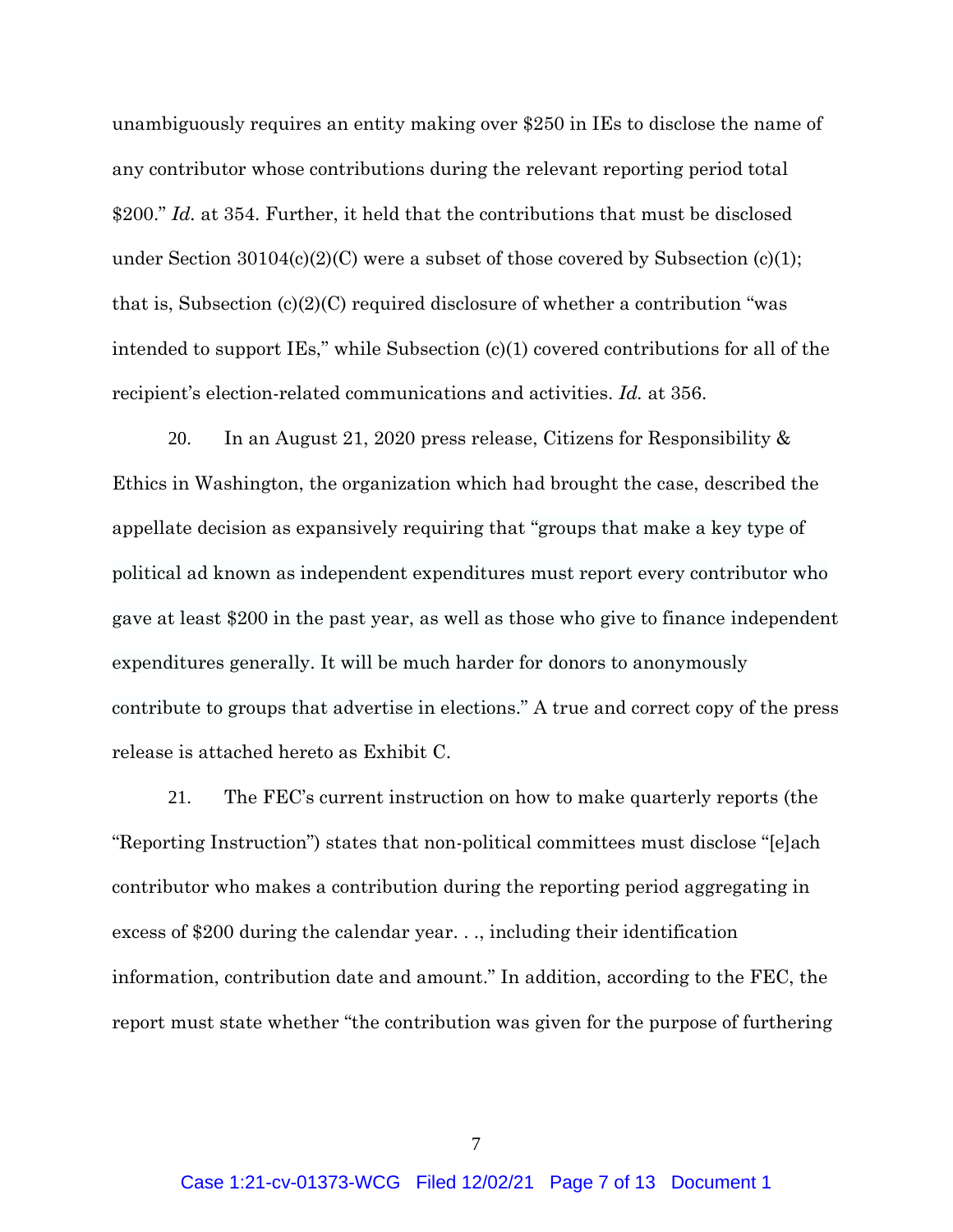unambiguously requires an entity making over $250 in IEs to disclose the name of any contributor whose contributions during the relevant reporting period total $200." *Id.* at 354. Further, it held that the contributions that must be disclosed under Section 30104(c)(2)(C) were a subset of those covered by Subsection (c)(1); that is, Subsection (c)(2)(C) required disclosure of whether a contribution "was intended to support IEs," while Subsection (c)(1) covered contributions for all of the recipient's election-related communications and activities. *Id.* at 356.

20. In an August 21, 2020 press release, Citizens for Responsibility & Ethics in Washington, the organization which had brought the case, described the appellate decision as expansively requiring that "groups that make a key type of political ad known as independent expenditures must report every contributor who gave at least $200 in the past year, as well as those who give to finance independent expenditures generally. It will be much harder for donors to anonymously contribute to groups that advertise in elections." A true and correct copy of the press release is attached hereto as Exhibit C.

21. The FEC's current instruction on how to make quarterly reports (the "Reporting Instruction") states that non-political committees must disclose "[e]ach contributor who makes a contribution during the reporting period aggregating in excess of $200 during the calendar year. . ., including their identification information, contribution date and amount." In addition, according to the FEC, the report must state whether "the contribution was given for the purpose of furthering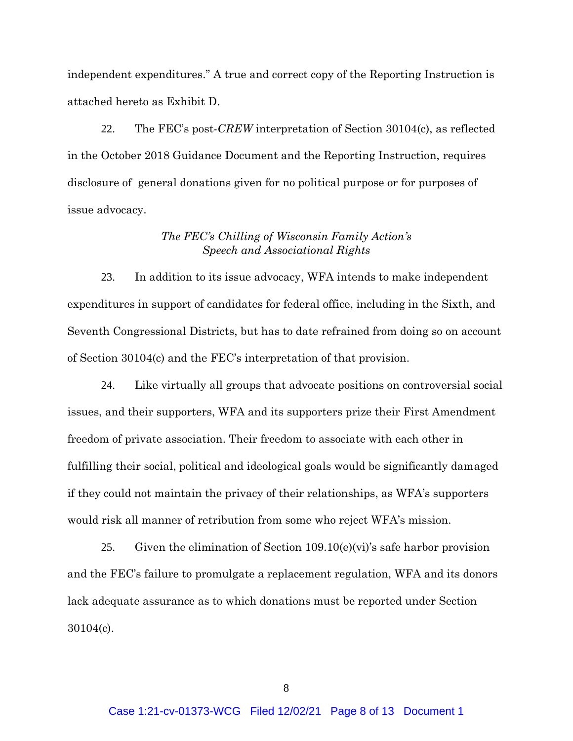independent expenditures." A true and correct copy of the Reporting Instruction is attached hereto as Exhibit D.

22. The FEC's post-*CREW* interpretation of Section 30104(c), as reflected in the October 2018 Guidance Document and the Reporting Instruction, requires disclosure of general donations given for no political purpose or for purposes of issue advocacy.

*The FEC's Chilling of Wisconsin Family Action's Speech and Associational Rights*

23. In addition to its issue advocacy, WFA intends to make independent expenditures in support of candidates for federal office, including in the Sixth, and Seventh Congressional Districts, but has to date refrained from doing so on account of Section 30104(c) and the FEC's interpretation of that provision.

24. Like virtually all groups that advocate positions on controversial social issues, and their supporters, WFA and its supporters prize their First Amendment freedom of private association. Their freedom to associate with each other in fulfilling their social, political and ideological goals would be significantly damaged if they could not maintain the privacy of their relationships, as WFA's supporters would risk all manner of retribution from some who reject WFA's mission.

25. Given the elimination of Section 109.10(e)(vi)'s safe harbor provision and the FEC's failure to promulgate a replacement regulation, WFA and its donors lack adequate assurance as to which donations must be reported under Section 30104(c).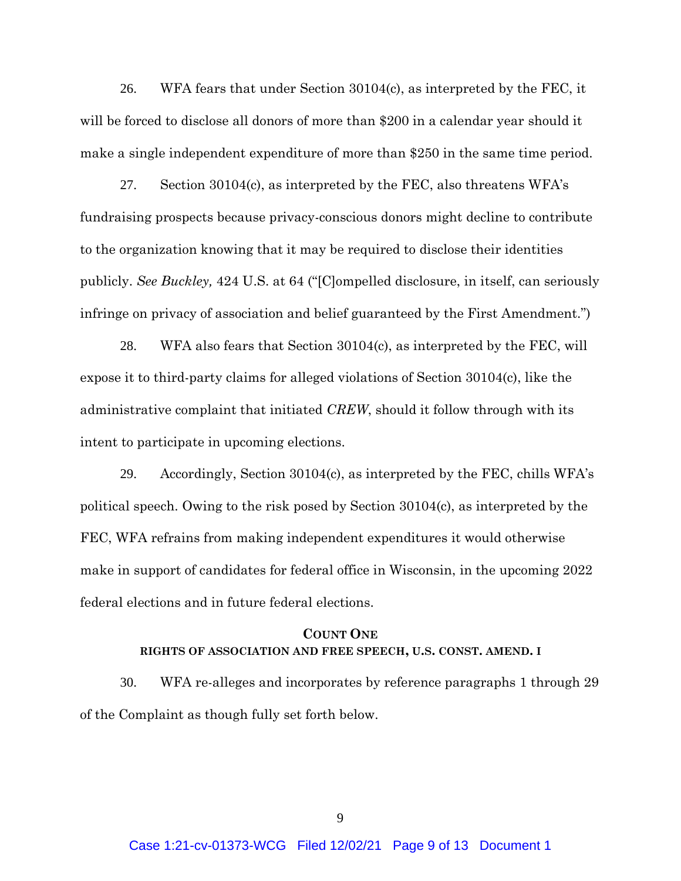26. WFA fears that under Section 30104(c), as interpreted by the FEC, it will be forced to disclose all donors of more than $200 in a calendar year should it make a single independent expenditure of more than $250 in the same time period.

27. Section 30104(c), as interpreted by the FEC, also threatens WFA's fundraising prospects because privacy-conscious donors might decline to contribute to the organization knowing that it may be required to disclose their identities publicly. *See Buckley,* 424 U.S. at 64 ("[C]ompelled disclosure, in itself, can seriously infringe on privacy of association and belief guaranteed by the First Amendment.")

28. WFA also fears that Section 30104(c), as interpreted by the FEC, will expose it to third-party claims for alleged violations of Section 30104(c), like the administrative complaint that initiated *CREW*, should it follow through with its intent to participate in upcoming elections.

29. Accordingly, Section 30104(c), as interpreted by the FEC, chills WFA's political speech. Owing to the risk posed by Section 30104(c), as interpreted by the FEC, WFA refrains from making independent expenditures it would otherwise make in support of candidates for federal office in Wisconsin, in the upcoming 2022 federal elections and in future federal elections.

## COUNT ONE
### RIGHTS OF ASSOCIATION AND FREE SPEECH, U.S. CONST. AMEND. I

30. WFA re-alleges and incorporates by reference paragraphs 1 through 29 of the Complaint as though fully set forth below.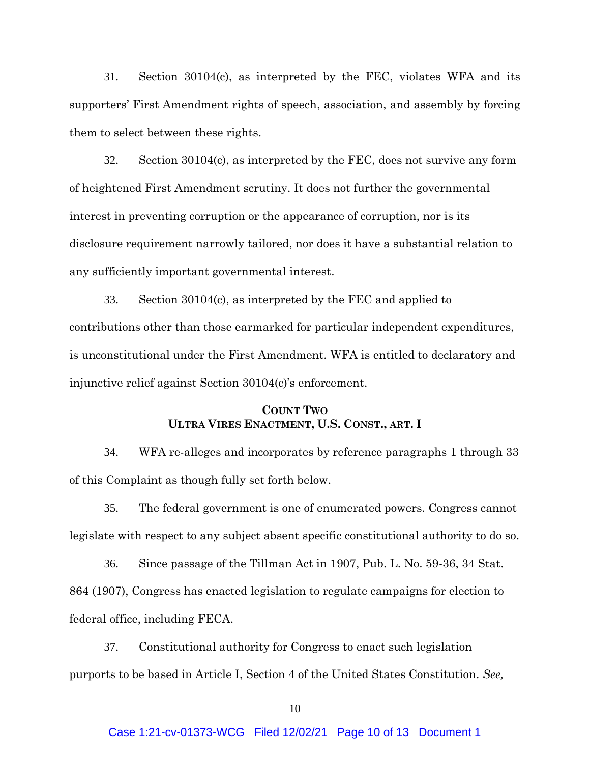31. Section 30104(c), as interpreted by the FEC, violates WFA and its supporters' First Amendment rights of speech, association, and assembly by forcing them to select between these rights.

32. Section 30104(c), as interpreted by the FEC, does not survive any form of heightened First Amendment scrutiny. It does not further the governmental interest in preventing corruption or the appearance of corruption, nor is its disclosure requirement narrowly tailored, nor does it have a substantial relation to any sufficiently important governmental interest.

33. Section 30104(c), as interpreted by the FEC and applied to contributions other than those earmarked for particular independent expenditures, is unconstitutional under the First Amendment. WFA is entitled to declaratory and injunctive relief against Section 30104(c)'s enforcement.

## COUNT TWO
## ULTRA VIRES ENACTMENT, U.S. CONST., ART. I

34. WFA re-alleges and incorporates by reference paragraphs 1 through 33 of this Complaint as though fully set forth below.

35. The federal government is one of enumerated powers. Congress cannot legislate with respect to any subject absent specific constitutional authority to do so.

36. Since passage of the Tillman Act in 1907, Pub. L. No. 59-36, 34 Stat. 864 (1907), Congress has enacted legislation to regulate campaigns for election to federal office, including FECA.

37. Constitutional authority for Congress to enact such legislation purports to be based in Article I, Section 4 of the United States Constitution. *See,*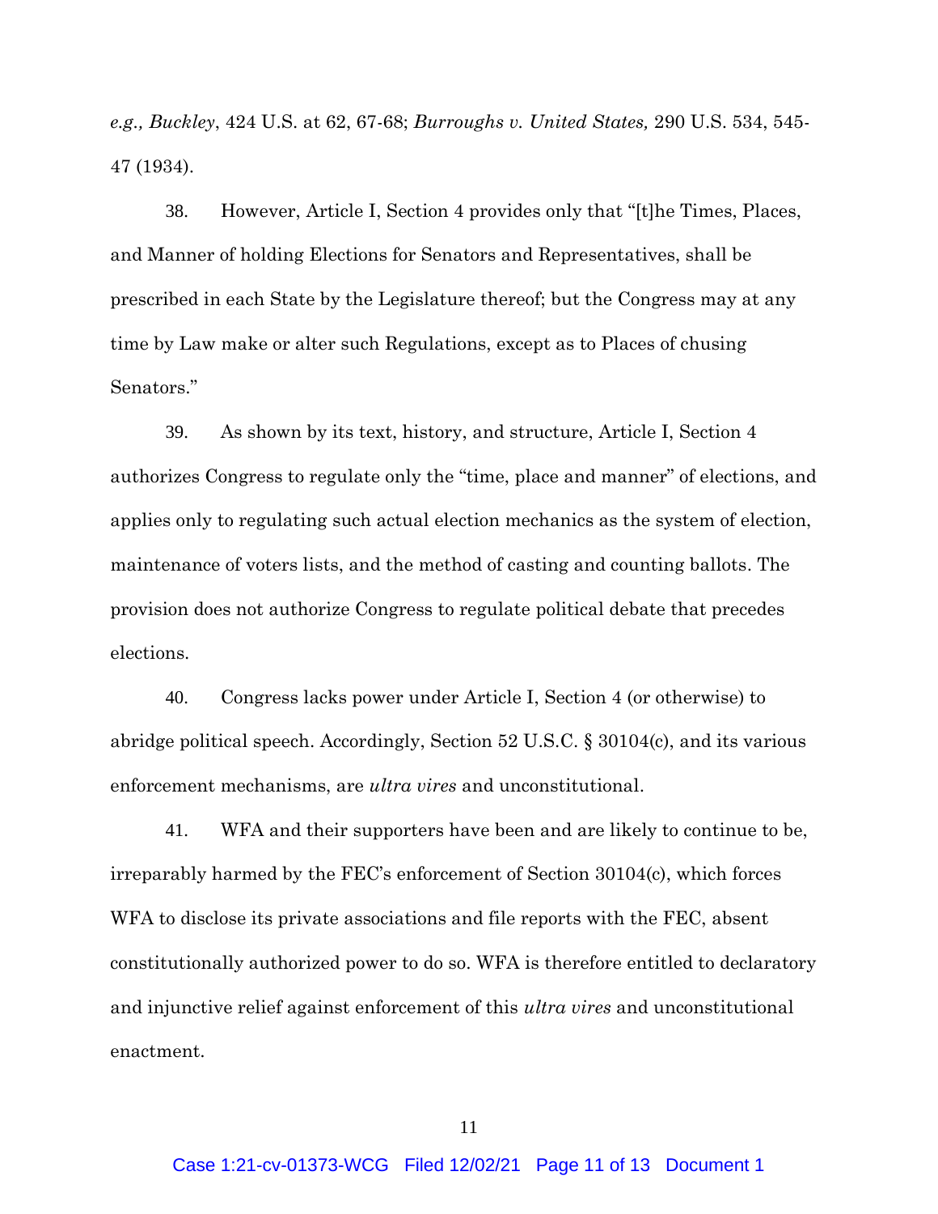*e.g., Buckley*, 424 U.S. at 62, 67-68; *Burroughs v. United States,* 290 U.S. 534, 545-47 (1934).

38. However, Article I, Section 4 provides only that "[t]he Times, Places, and Manner of holding Elections for Senators and Representatives, shall be prescribed in each State by the Legislature thereof; but the Congress may at any time by Law make or alter such Regulations, except as to Places of chusing Senators."

39. As shown by its text, history, and structure, Article I, Section 4 authorizes Congress to regulate only the "time, place and manner" of elections, and applies only to regulating such actual election mechanics as the system of election, maintenance of voters lists, and the method of casting and counting ballots. The provision does not authorize Congress to regulate political debate that precedes elections.

40. Congress lacks power under Article I, Section 4 (or otherwise) to abridge political speech. Accordingly, Section 52 U.S.C. § 30104(c), and its various enforcement mechanisms, are *ultra vires* and unconstitutional.

41. WFA and their supporters have been and are likely to continue to be, irreparably harmed by the FEC's enforcement of Section 30104(c), which forces WFA to disclose its private associations and file reports with the FEC, absent constitutionally authorized power to do so. WFA is therefore entitled to declaratory and injunctive relief against enforcement of this *ultra vires* and unconstitutional enactment.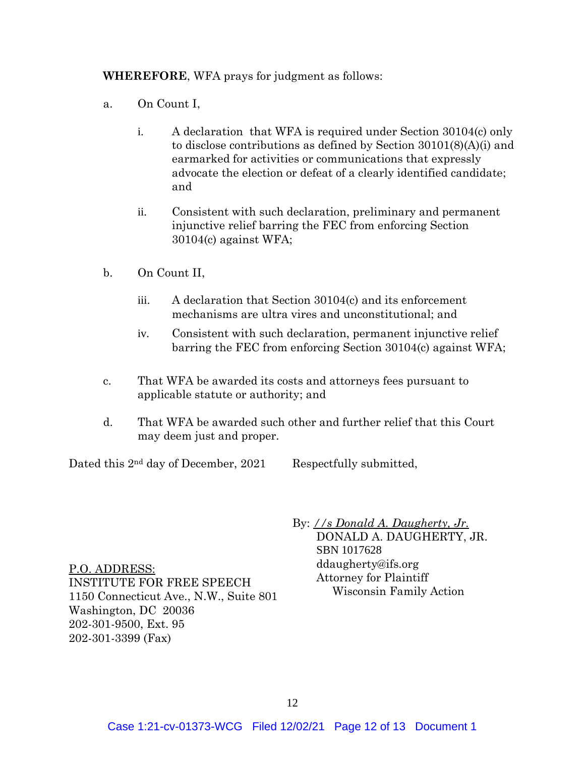**WHEREFORE**, WFA prays for judgment as follows:

a. On Count I,

   i. A declaration that WFA is required under Section 30104(c) only to disclose contributions as defined by Section 30101(8)(A)(i) and earmarked for activities or communications that expressly advocate the election or defeat of a clearly identified candidate; and

   ii. Consistent with such declaration, preliminary and permanent injunctive relief barring the FEC from enforcing Section 30104(c) against WFA;

b. On Count II,

   iii. A declaration that Section 30104(c) and its enforcement mechanisms are ultra vires and unconstitutional; and

   iv. Consistent with such declaration, permanent injunctive relief barring the FEC from enforcing Section 30104(c) against WFA;

c. That WFA be awarded its costs and attorneys fees pursuant to applicable statute or authority; and

d. That WFA be awarded such other and further relief that this Court may deem just and proper.

Dated this 2nd day of December, 2021

Respectfully submitted,

By: <u>*//s Donald A. Daugherty, Jr.*</u>
DONALD A. DAUGHERTY, JR.
SBN 1017628
ddaugherty@ifs.org
Attorney for Plaintiff
Wisconsin Family Action

<u>P.O. ADDRESS:</u>
INSTITUTE FOR FREE SPEECH
1150 Connecticut Ave., N.W., Suite 801
Washington, DC 20036
202-301-9500, Ext. 95
202-301-3399 (Fax)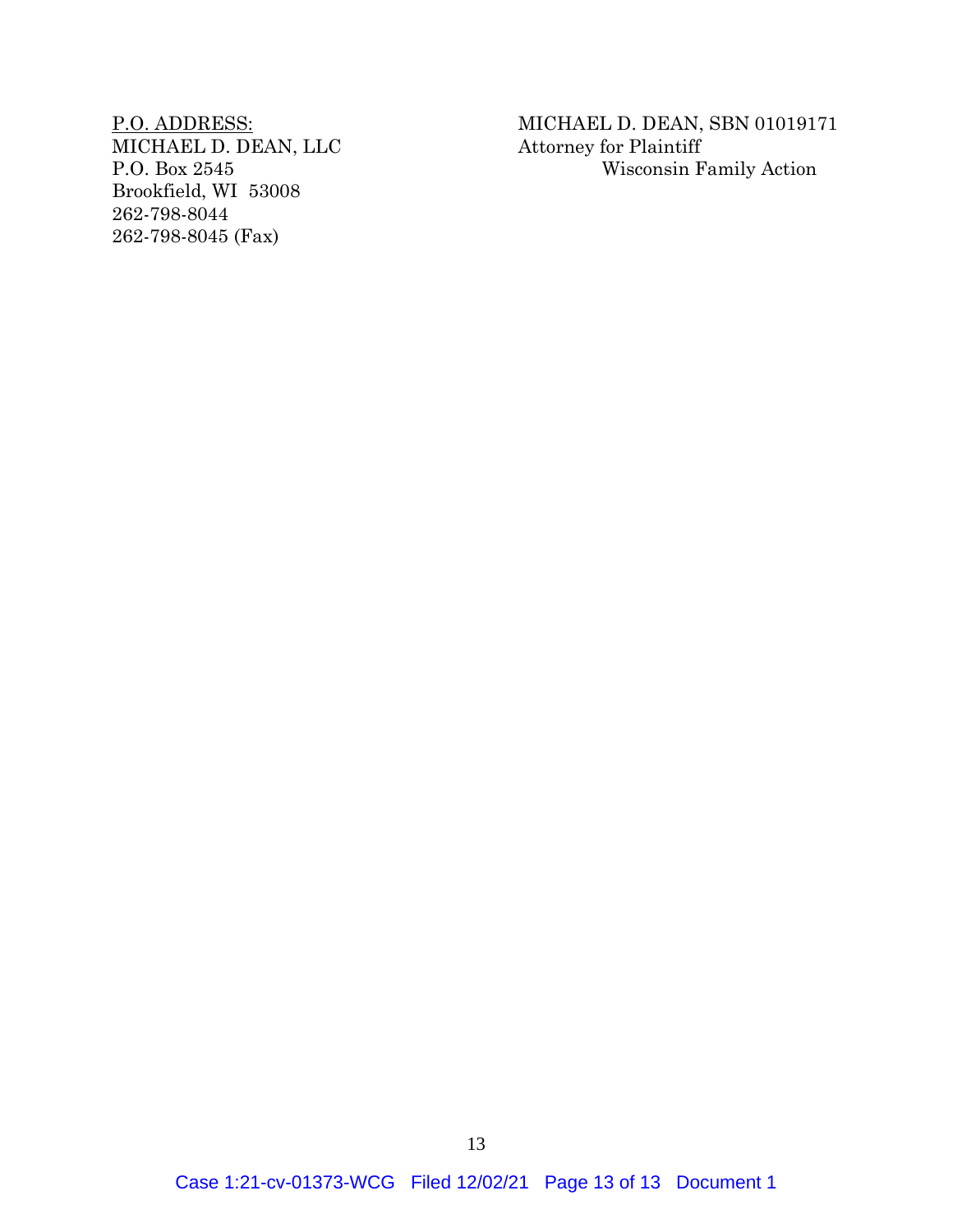<u>P.O. ADDRESS:</u>
MICHAEL D. DEAN, LLC
P.O. Box 2545
Brookfield, WI 53008
262-798-8044
262-798-8045 (Fax)

MICHAEL D. DEAN, SBN 01019171
Attorney for Plaintiff
Wisconsin Family Action